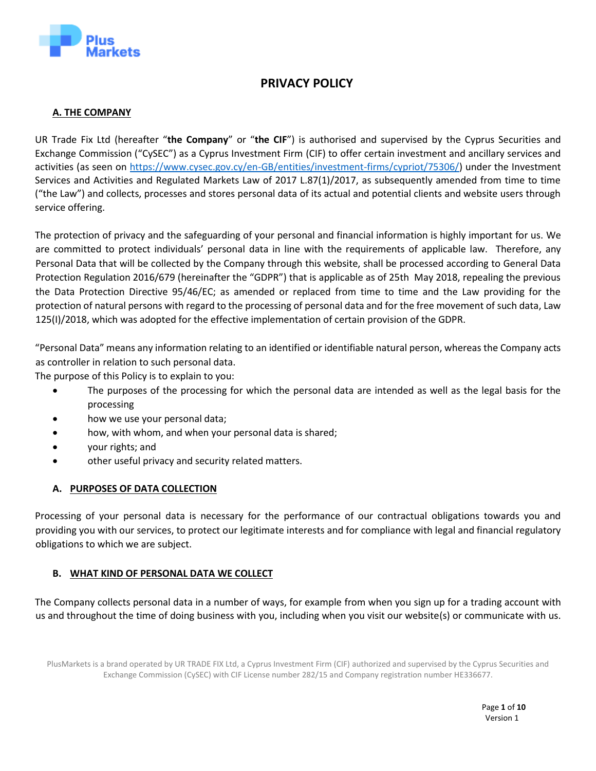# PRIVACY POLICY

## A. THE COMPANY

UR Trade Fix Ltd (hereafter "**the Company**" or "**the CIF**") is authorised and supervised by the Cyprus Securities and Exchange Commission ("CySEC") as a Cyprus Investment Firm (CIF) to offer certain investment and ancillary services and activities (as seen on https://www.cysec.gov.cy/en-GB/entities/investment-firms/cypriot/75306/) under the Investment Services and Activities and Regulated Markets Law of 2017 L.87(1)/2017, as subsequently amended from time to time ("the Law") and collects, processes and stores personal data of its actual and potential clients and website users through service offering.

The protection of privacy and the safeguarding of your personal and financial information is highly important for us. We are committed to protect individuals' personal data in line with the requirements of applicable law. Therefore, any Personal Data that will be collected by the Company through this website, shall be processed according to General Data Protection Regulation 2016/679 (hereinafter the "GDPR") that is applicable as of 25th May 2018, repealing the previous the Data Protection Directive 95/46/EC; as amended or replaced from time to time and the Law providing for the protection of natural persons with regard to the processing of personal data and for the free movement of such data, Law 125(I)/2018, which was adopted for the effective implementation of certain provision of the GDPR.

"Personal Data" means any information relating to an identified or identifiable natural person, whereas the Company acts as controller in relation to such personal data.

The purpose of this Policy is to explain to you:

- The purposes of the processing for which the personal data are intended as well as the legal basis for the processing
- how we use your personal data;
- how, with whom, and when your personal data is shared;
- your rights; and
- other useful privacy and security related matters.

## A. PURPOSES OF DATA COLLECTION

Processing of your personal data is necessary for the performance of our contractual obligations towards you and providing you with our services, to protect our legitimate interests and for compliance with legal and financial regulatory obligations to which we are subject.

## B. WHAT KIND OF PERSONAL DATA WE COLLECT

The Company collects personal data in a number of ways, for example from when you sign up for a trading account with us and throughout the time of doing business with you, including when you visit our website(s) or communicate with us.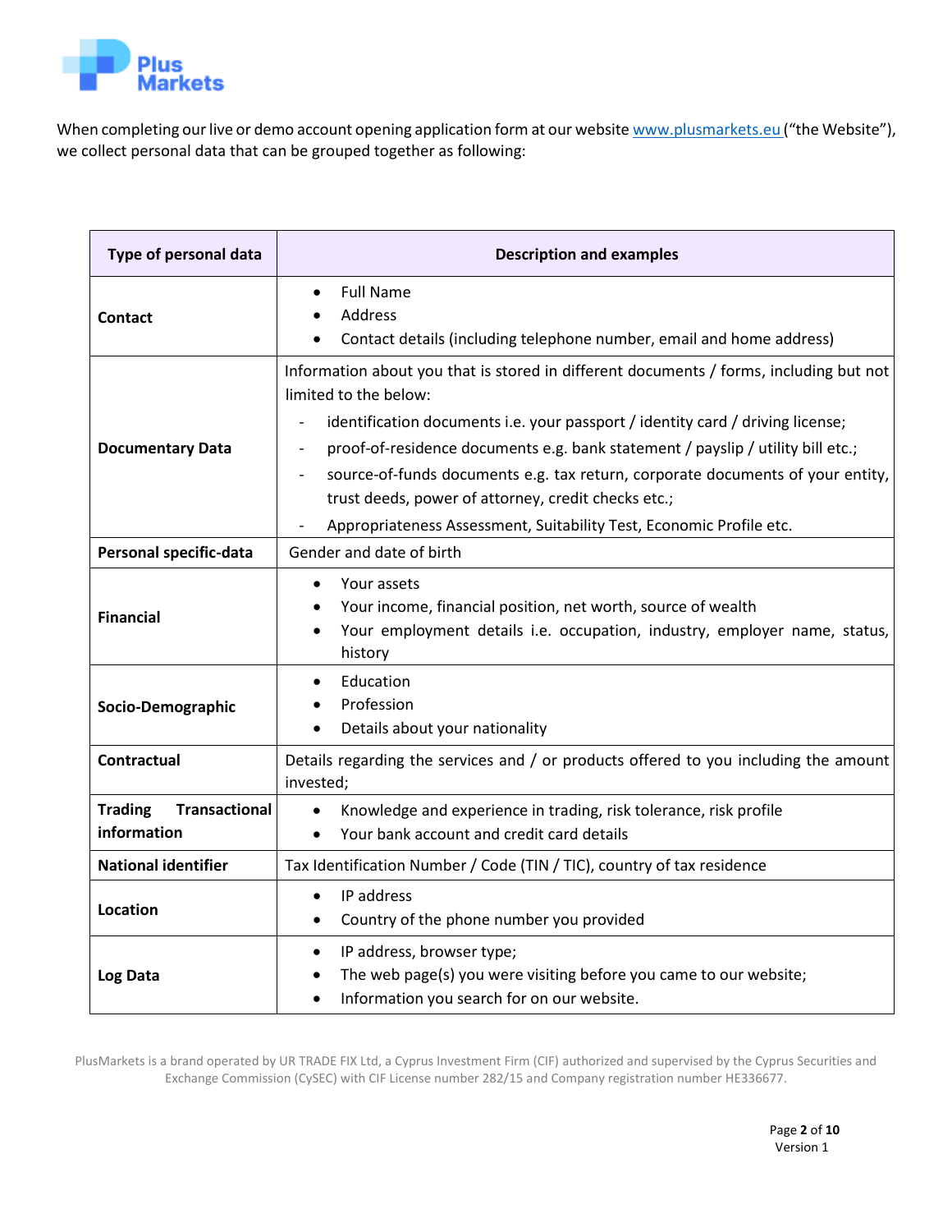When completing our live or demo account opening application form at our website www.plusmarkets.eu ("the Website"), we collect personal data that can be grouped together as following:

| Type of personal data | Description and examples |
|---|---|
| **Contact** | • Full Name<br>• Address<br>• Contact details (including telephone number, email and home address) |
| **Documentary Data** | Information about you that is stored in different documents / forms, including but not limited to the below:<br>- identification documents i.e. your passport / identity card / driving license;<br>- proof-of-residence documents e.g. bank statement / payslip / utility bill etc.;<br>- source-of-funds documents e.g. tax return, corporate documents of your entity, trust deeds, power of attorney, credit checks etc.;<br>- Appropriateness Assessment, Suitability Test, Economic Profile etc. |
| **Personal specific-data** | Gender and date of birth |
| **Financial** | • Your assets<br>• Your income, financial position, net worth, source of wealth<br>• Your employment details i.e. occupation, industry, employer name, status, history |
| **Socio-Demographic** | • Education<br>• Profession<br>• Details about your nationality |
| **Contractual** | Details regarding the services and / or products offered to you including the amount invested; |
| **Trading Transactional information** | • Knowledge and experience in trading, risk tolerance, risk profile<br>• Your bank account and credit card details |
| **National identifier** | Tax Identification Number / Code (TIN / TIC), country of tax residence |
| **Location** | • IP address<br>• Country of the phone number you provided |
| **Log Data** | • IP address, browser type;<br>• The web page(s) you were visiting before you came to our website;<br>• Information you search for on our website. |

PlusMarkets is a brand operated by UR TRADE FIX Ltd, a Cyprus Investment Firm (CIF) authorized and supervised by the Cyprus Securities and Exchange Commission (CySEC) with CIF License number 282/15 and Company registration number HE336677.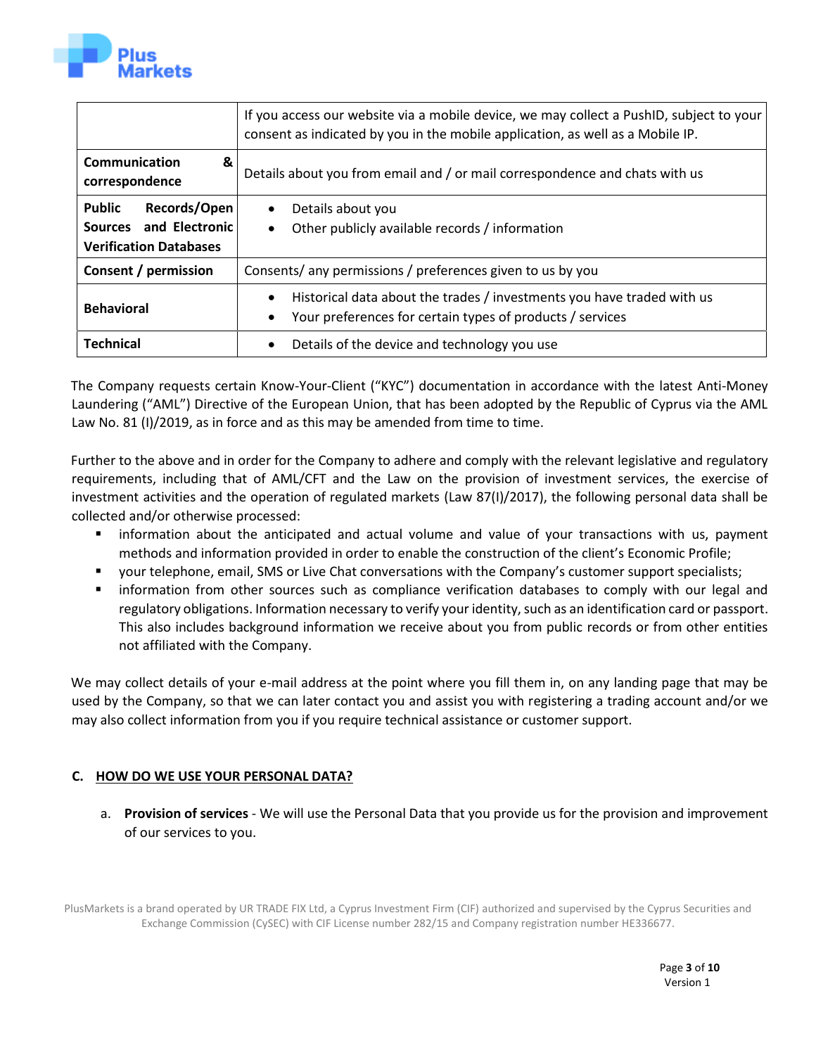| | |
|---|---|
| | If you access our website via a mobile device, we may collect a PushID, subject to your consent as indicated by you in the mobile application, as well as a Mobile IP. |
| **Communication & correspondence** | Details about you from email and / or mail correspondence and chats with us |
| **Public Records/Open Sources and Electronic Verification Databases** | • Details about you<br>• Other publicly available records / information |
| **Consent / permission** | Consents/ any permissions / preferences given to us by you |
| **Behavioral** | • Historical data about the trades / investments you have traded with us<br>• Your preferences for certain types of products / services |
| **Technical** | • Details of the device and technology you use |

The Company requests certain Know-Your-Client ("KYC") documentation in accordance with the latest Anti-Money Laundering ("AML") Directive of the European Union, that has been adopted by the Republic of Cyprus via the AML Law No. 81 (I)/2019, as in force and as this may be amended from time to time.

Further to the above and in order for the Company to adhere and comply with the relevant legislative and regulatory requirements, including that of AML/CFT and the Law on the provision of investment services, the exercise of investment activities and the operation of regulated markets (Law 87(I)/2017), the following personal data shall be collected and/or otherwise processed:

- information about the anticipated and actual volume and value of your transactions with us, payment methods and information provided in order to enable the construction of the client's Economic Profile;
- your telephone, email, SMS or Live Chat conversations with the Company's customer support specialists;
- information from other sources such as compliance verification databases to comply with our legal and regulatory obligations. Information necessary to verify your identity, such as an identification card or passport. This also includes background information we receive about you from public records or from other entities not affiliated with the Company.

We may collect details of your e-mail address at the point where you fill them in, on any landing page that may be used by the Company, so that we can later contact you and assist you with registering a trading account and/or we may also collect information from you if you require technical assistance or customer support.

## C. HOW DO WE USE YOUR PERSONAL DATA?

a. **Provision of services** - We will use the Personal Data that you provide us for the provision and improvement of our services to you.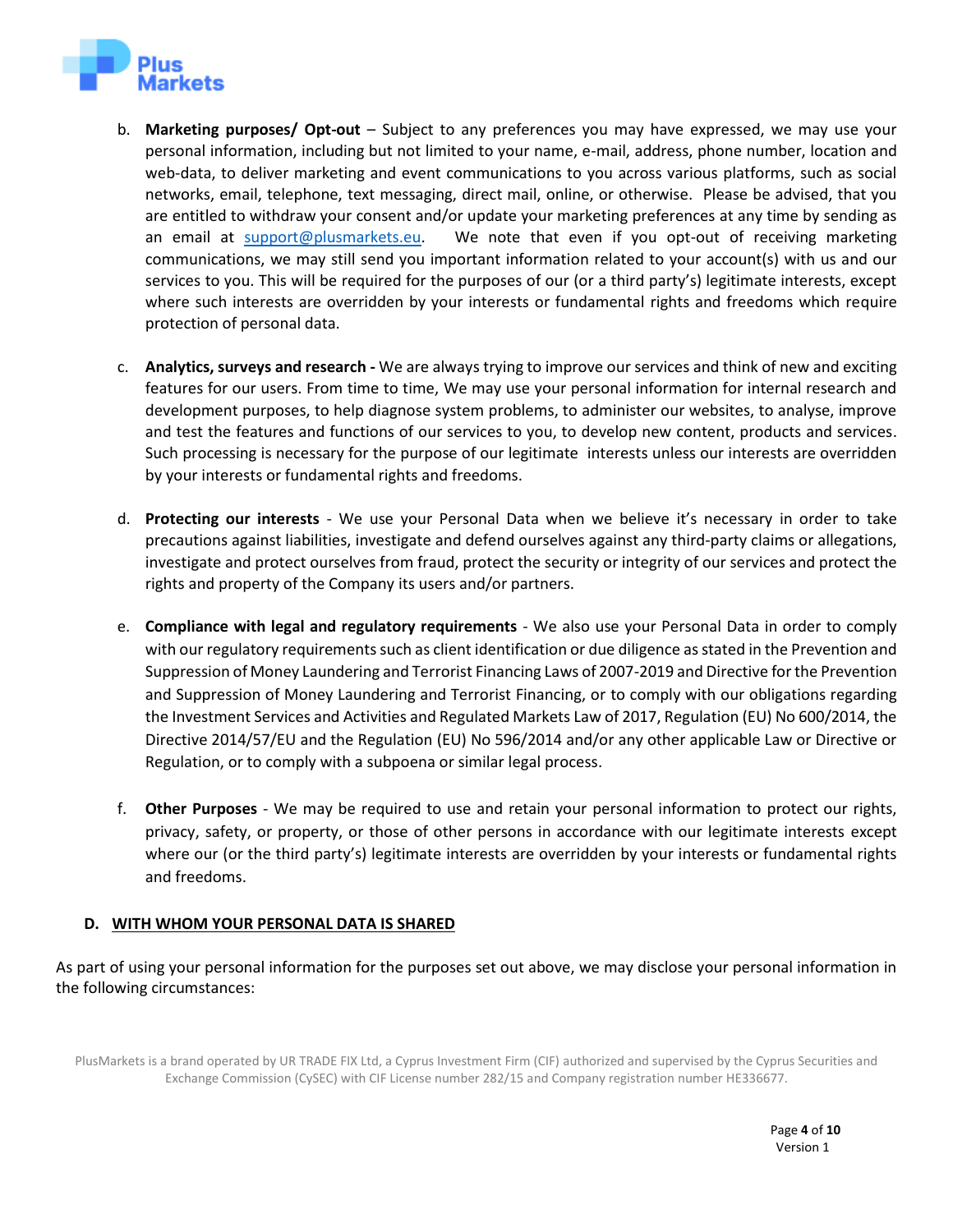b. **Marketing purposes/ Opt-out** – Subject to any preferences you may have expressed, we may use your personal information, including but not limited to your name, e-mail, address, phone number, location and web-data, to deliver marketing and event communications to you across various platforms, such as social networks, email, telephone, text messaging, direct mail, online, or otherwise. Please be advised, that you are entitled to withdraw your consent and/or update your marketing preferences at any time by sending as an email at support@plusmarkets.eu. We note that even if you opt-out of receiving marketing communications, we may still send you important information related to your account(s) with us and our services to you. This will be required for the purposes of our (or a third party's) legitimate interests, except where such interests are overridden by your interests or fundamental rights and freedoms which require protection of personal data.

c. **Analytics, surveys and research -** We are always trying to improve our services and think of new and exciting features for our users. From time to time, We may use your personal information for internal research and development purposes, to help diagnose system problems, to administer our websites, to analyse, improve and test the features and functions of our services to you, to develop new content, products and services. Such processing is necessary for the purpose of our legitimate interests unless our interests are overridden by your interests or fundamental rights and freedoms.

d. **Protecting our interests** - We use your Personal Data when we believe it's necessary in order to take precautions against liabilities, investigate and defend ourselves against any third-party claims or allegations, investigate and protect ourselves from fraud, protect the security or integrity of our services and protect the rights and property of the Company its users and/or partners.

e. **Compliance with legal and regulatory requirements** - We also use your Personal Data in order to comply with our regulatory requirements such as client identification or due diligence as stated in the Prevention and Suppression of Money Laundering and Terrorist Financing Laws of 2007-2019 and Directive for the Prevention and Suppression of Money Laundering and Terrorist Financing, or to comply with our obligations regarding the Investment Services and Activities and Regulated Markets Law of 2017, Regulation (EU) No 600/2014, the Directive 2014/57/EU and the Regulation (EU) No 596/2014 and/or any other applicable Law or Directive or Regulation, or to comply with a subpoena or similar legal process.

f. **Other Purposes** - We may be required to use and retain your personal information to protect our rights, privacy, safety, or property, or those of other persons in accordance with our legitimate interests except where our (or the third party's) legitimate interests are overridden by your interests or fundamental rights and freedoms.

## D. WITH WHOM YOUR PERSONAL DATA IS SHARED

As part of using your personal information for the purposes set out above, we may disclose your personal information in the following circumstances: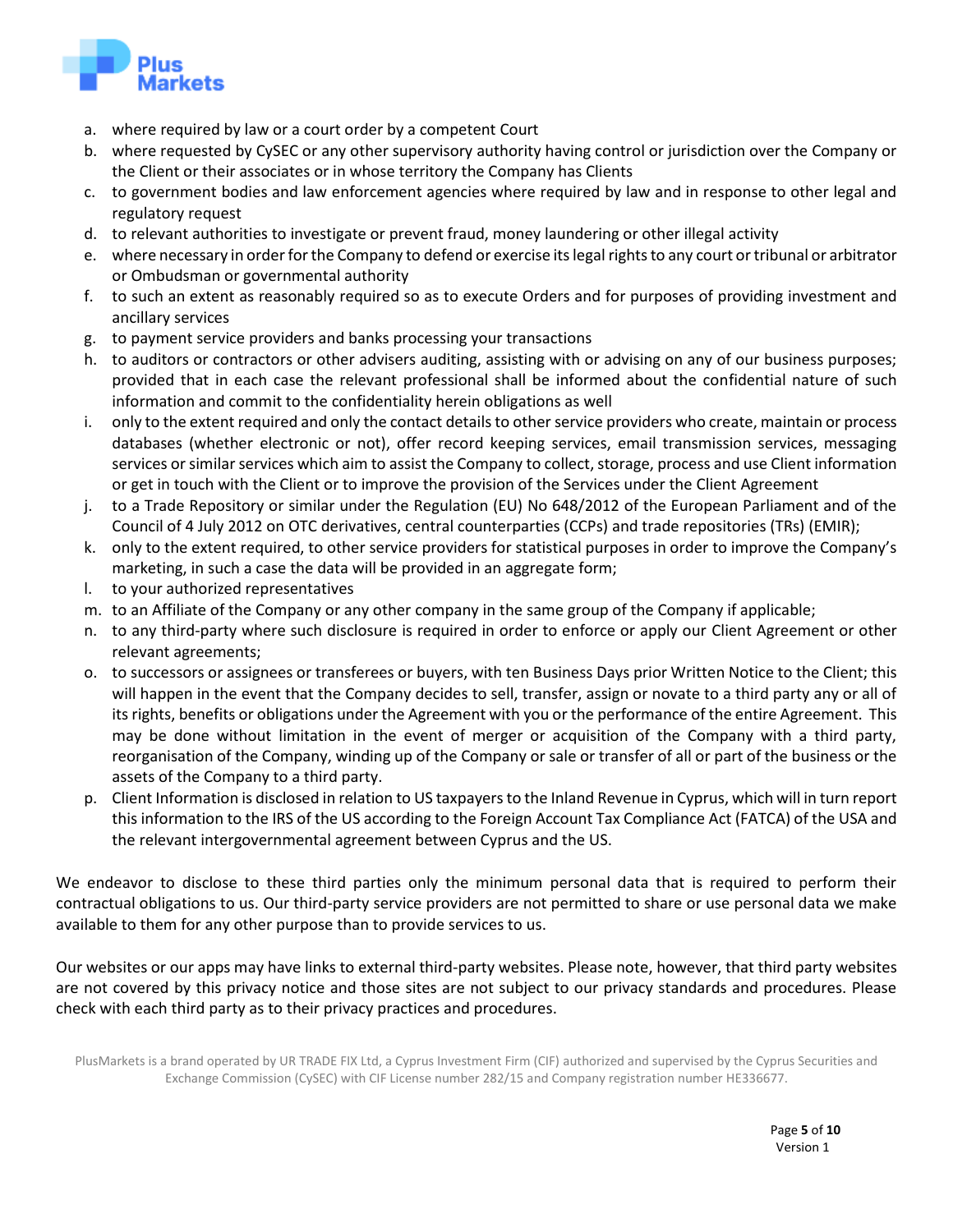a. where required by law or a court order by a competent Court
b. where requested by CySEC or any other supervisory authority having control or jurisdiction over the Company or the Client or their associates or in whose territory the Company has Clients
c. to government bodies and law enforcement agencies where required by law and in response to other legal and regulatory request
d. to relevant authorities to investigate or prevent fraud, money laundering or other illegal activity
e. where necessary in order for the Company to defend or exercise its legal rights to any court or tribunal or arbitrator or Ombudsman or governmental authority
f. to such an extent as reasonably required so as to execute Orders and for purposes of providing investment and ancillary services
g. to payment service providers and banks processing your transactions
h. to auditors or contractors or other advisers auditing, assisting with or advising on any of our business purposes; provided that in each case the relevant professional shall be informed about the confidential nature of such information and commit to the confidentiality herein obligations as well
i. only to the extent required and only the contact details to other service providers who create, maintain or process databases (whether electronic or not), offer record keeping services, email transmission services, messaging services or similar services which aim to assist the Company to collect, storage, process and use Client information or get in touch with the Client or to improve the provision of the Services under the Client Agreement
j. to a Trade Repository or similar under the Regulation (EU) No 648/2012 of the European Parliament and of the Council of 4 July 2012 on OTC derivatives, central counterparties (CCPs) and trade repositories (TRs) (EMIR);
k. only to the extent required, to other service providers for statistical purposes in order to improve the Company's marketing, in such a case the data will be provided in an aggregate form;
l. to your authorized representatives
m. to an Affiliate of the Company or any other company in the same group of the Company if applicable;
n. to any third-party where such disclosure is required in order to enforce or apply our Client Agreement or other relevant agreements;
o. to successors or assignees or transferees or buyers, with ten Business Days prior Written Notice to the Client; this will happen in the event that the Company decides to sell, transfer, assign or novate to a third party any or all of its rights, benefits or obligations under the Agreement with you or the performance of the entire Agreement. This may be done without limitation in the event of merger or acquisition of the Company with a third party, reorganisation of the Company, winding up of the Company or sale or transfer of all or part of the business or the assets of the Company to a third party.
p. Client Information is disclosed in relation to US taxpayers to the Inland Revenue in Cyprus, which will in turn report this information to the IRS of the US according to the Foreign Account Tax Compliance Act (FATCA) of the USA and the relevant intergovernmental agreement between Cyprus and the US.

We endeavor to disclose to these third parties only the minimum personal data that is required to perform their contractual obligations to us. Our third-party service providers are not permitted to share or use personal data we make available to them for any other purpose than to provide services to us.

Our websites or our apps may have links to external third-party websites. Please note, however, that third party websites are not covered by this privacy notice and those sites are not subject to our privacy standards and procedures. Please check with each third party as to their privacy practices and procedures.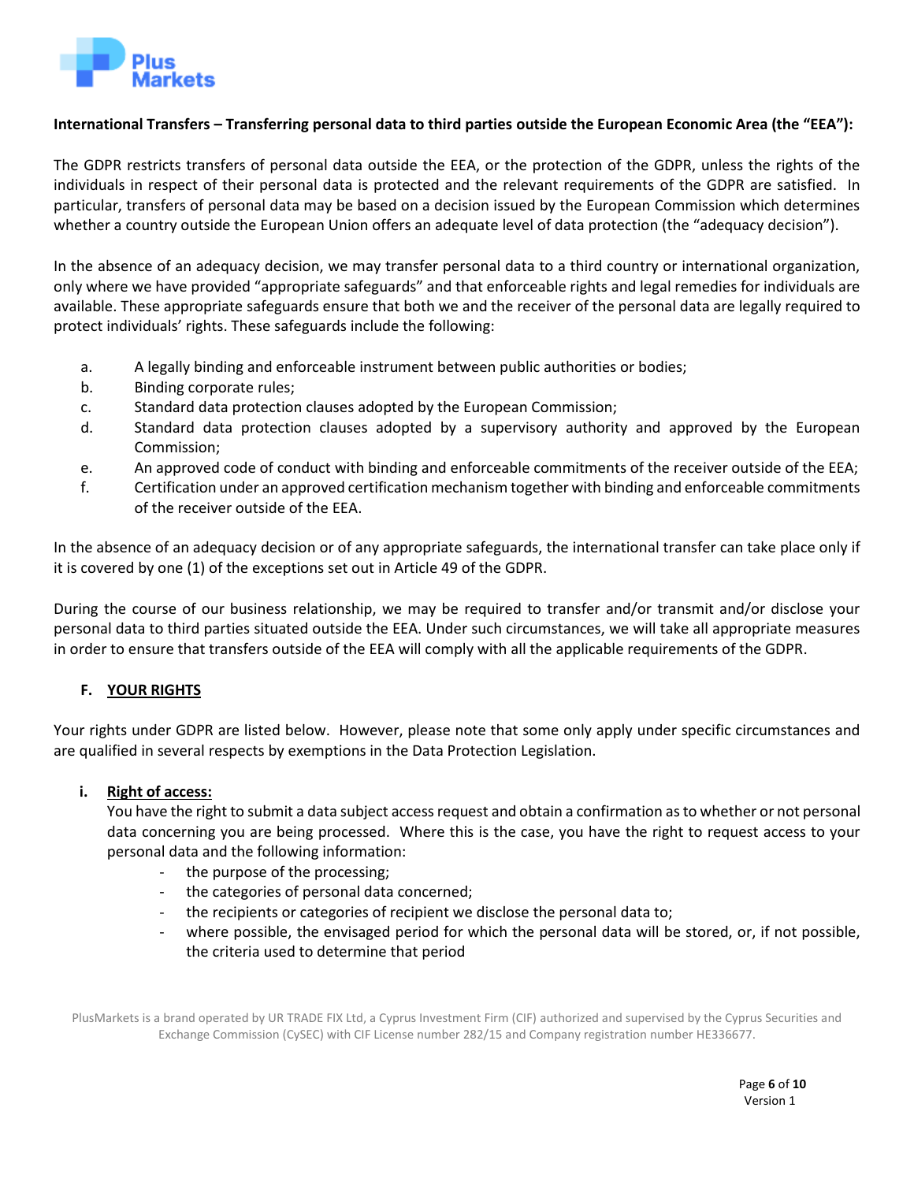**International Transfers – Transferring personal data to third parties outside the European Economic Area (the "EEA"):**

The GDPR restricts transfers of personal data outside the EEA, or the protection of the GDPR, unless the rights of the individuals in respect of their personal data is protected and the relevant requirements of the GDPR are satisfied. In particular, transfers of personal data may be based on a decision issued by the European Commission which determines whether a country outside the European Union offers an adequate level of data protection (the "adequacy decision").

In the absence of an adequacy decision, we may transfer personal data to a third country or international organization, only where we have provided "appropriate safeguards" and that enforceable rights and legal remedies for individuals are available. These appropriate safeguards ensure that both we and the receiver of the personal data are legally required to protect individuals' rights. These safeguards include the following:

a. A legally binding and enforceable instrument between public authorities or bodies;
b. Binding corporate rules;
c. Standard data protection clauses adopted by the European Commission;
d. Standard data protection clauses adopted by a supervisory authority and approved by the European Commission;
e. An approved code of conduct with binding and enforceable commitments of the receiver outside of the EEA;
f. Certification under an approved certification mechanism together with binding and enforceable commitments of the receiver outside of the EEA.

In the absence of an adequacy decision or of any appropriate safeguards, the international transfer can take place only if it is covered by one (1) of the exceptions set out in Article 49 of the GDPR.

During the course of our business relationship, we may be required to transfer and/or transmit and/or disclose your personal data to third parties situated outside the EEA. Under such circumstances, we will take all appropriate measures in order to ensure that transfers outside of the EEA will comply with all the applicable requirements of the GDPR.

## F. YOUR RIGHTS

Your rights under GDPR are listed below. However, please note that some only apply under specific circumstances and are qualified in several respects by exemptions in the Data Protection Legislation.

### i. Right of access:

You have the right to submit a data subject access request and obtain a confirmation as to whether or not personal data concerning you are being processed. Where this is the case, you have the right to request access to your personal data and the following information:

- the purpose of the processing;
- the categories of personal data concerned;
- the recipients or categories of recipient we disclose the personal data to;
- where possible, the envisaged period for which the personal data will be stored, or, if not possible, the criteria used to determine that period

PlusMarkets is a brand operated by UR TRADE FIX Ltd, a Cyprus Investment Firm (CIF) authorized and supervised by the Cyprus Securities and Exchange Commission (CySEC) with CIF License number 282/15 and Company registration number HE336677.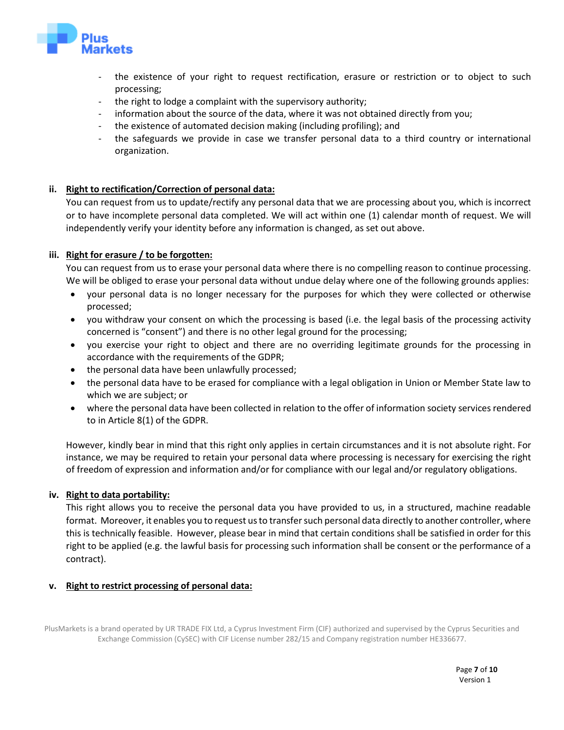- the existence of your right to request rectification, erasure or restriction or to object to such processing;
- the right to lodge a complaint with the supervisory authority;
- information about the source of the data, where it was not obtained directly from you;
- the existence of automated decision making (including profiling); and
- the safeguards we provide in case we transfer personal data to a third country or international organization.

**ii. Right to rectification/Correction of personal data:**

You can request from us to update/rectify any personal data that we are processing about you, which is incorrect or to have incomplete personal data completed. We will act within one (1) calendar month of request. We will independently verify your identity before any information is changed, as set out above.

**iii. Right for erasure / to be forgotten:**

You can request from us to erase your personal data where there is no compelling reason to continue processing. We will be obliged to erase your personal data without undue delay where one of the following grounds applies:

- your personal data is no longer necessary for the purposes for which they were collected or otherwise processed;
- you withdraw your consent on which the processing is based (i.e. the legal basis of the processing activity concerned is "consent") and there is no other legal ground for the processing;
- you exercise your right to object and there are no overriding legitimate grounds for the processing in accordance with the requirements of the GDPR;
- the personal data have been unlawfully processed;
- the personal data have to be erased for compliance with a legal obligation in Union or Member State law to which we are subject; or
- where the personal data have been collected in relation to the offer of information society services rendered to in Article 8(1) of the GDPR.

However, kindly bear in mind that this right only applies in certain circumstances and it is not absolute right. For instance, we may be required to retain your personal data where processing is necessary for exercising the right of freedom of expression and information and/or for compliance with our legal and/or regulatory obligations.

**iv. Right to data portability:**

This right allows you to receive the personal data you have provided to us, in a structured, machine readable format. Moreover, it enables you to request us to transfer such personal data directly to another controller, where this is technically feasible. However, please bear in mind that certain conditions shall be satisfied in order for this right to be applied (e.g. the lawful basis for processing such information shall be consent or the performance of a contract).

**v. Right to restrict processing of personal data:**

PlusMarkets is a brand operated by UR TRADE FIX Ltd, a Cyprus Investment Firm (CIF) authorized and supervised by the Cyprus Securities and Exchange Commission (CySEC) with CIF License number 282/15 and Company registration number HE336677.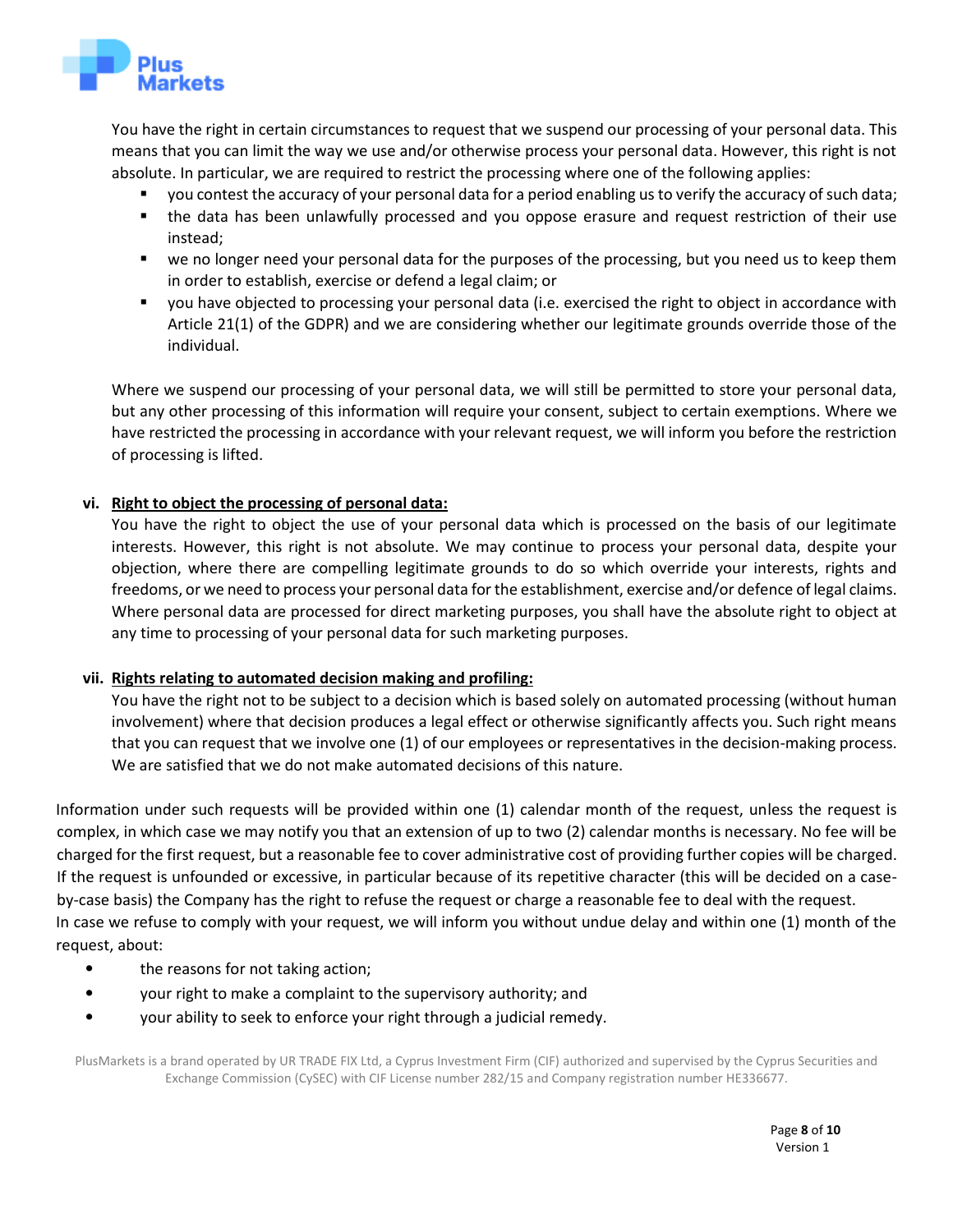You have the right in certain circumstances to request that we suspend our processing of your personal data. This means that you can limit the way we use and/or otherwise process your personal data. However, this right is not absolute. In particular, we are required to restrict the processing where one of the following applies:

- you contest the accuracy of your personal data for a period enabling us to verify the accuracy of such data;
- the data has been unlawfully processed and you oppose erasure and request restriction of their use instead;
- we no longer need your personal data for the purposes of the processing, but you need us to keep them in order to establish, exercise or defend a legal claim; or
- you have objected to processing your personal data (i.e. exercised the right to object in accordance with Article 21(1) of the GDPR) and we are considering whether our legitimate grounds override those of the individual.

Where we suspend our processing of your personal data, we will still be permitted to store your personal data, but any other processing of this information will require your consent, subject to certain exemptions. Where we have restricted the processing in accordance with your relevant request, we will inform you before the restriction of processing is lifted.

**vi. <u>Right to object the processing of personal data:</u>**

You have the right to object the use of your personal data which is processed on the basis of our legitimate interests. However, this right is not absolute. We may continue to process your personal data, despite your objection, where there are compelling legitimate grounds to do so which override your interests, rights and freedoms, or we need to process your personal data for the establishment, exercise and/or defence of legal claims. Where personal data are processed for direct marketing purposes, you shall have the absolute right to object at any time to processing of your personal data for such marketing purposes.

**vii. <u>Rights relating to automated decision making and profiling:</u>**

You have the right not to be subject to a decision which is based solely on automated processing (without human involvement) where that decision produces a legal effect or otherwise significantly affects you. Such right means that you can request that we involve one (1) of our employees or representatives in the decision-making process. We are satisfied that we do not make automated decisions of this nature.

Information under such requests will be provided within one (1) calendar month of the request, unless the request is complex, in which case we may notify you that an extension of up to two (2) calendar months is necessary. No fee will be charged for the first request, but a reasonable fee to cover administrative cost of providing further copies will be charged. If the request is unfounded or excessive, in particular because of its repetitive character (this will be decided on a case-by-case basis) the Company has the right to refuse the request or charge a reasonable fee to deal with the request.
In case we refuse to comply with your request, we will inform you without undue delay and within one (1) month of the request, about:

- the reasons for not taking action;
- your right to make a complaint to the supervisory authority; and
- your ability to seek to enforce your right through a judicial remedy.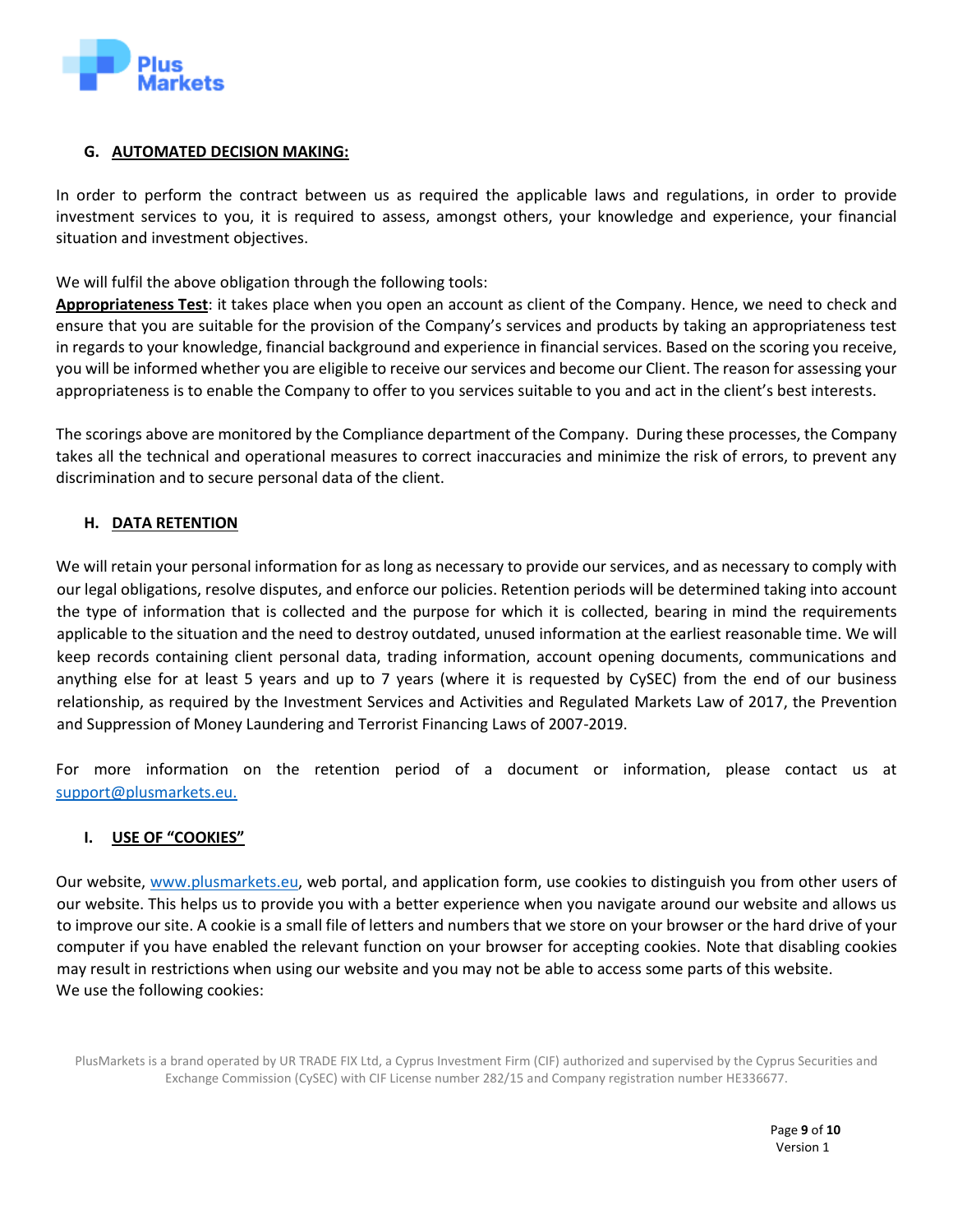## G. AUTOMATED DECISION MAKING:

In order to perform the contract between us as required the applicable laws and regulations, in order to provide investment services to you, it is required to assess, amongst others, your knowledge and experience, your financial situation and investment objectives.

We will fulfil the above obligation through the following tools:
**Appropriateness Test**: it takes place when you open an account as client of the Company. Hence, we need to check and ensure that you are suitable for the provision of the Company's services and products by taking an appropriateness test in regards to your knowledge, financial background and experience in financial services. Based on the scoring you receive, you will be informed whether you are eligible to receive our services and become our Client. The reason for assessing your appropriateness is to enable the Company to offer to you services suitable to you and act in the client's best interests.

The scorings above are monitored by the Compliance department of the Company. During these processes, the Company takes all the technical and operational measures to correct inaccuracies and minimize the risk of errors, to prevent any discrimination and to secure personal data of the client.

## H. DATA RETENTION

We will retain your personal information for as long as necessary to provide our services, and as necessary to comply with our legal obligations, resolve disputes, and enforce our policies. Retention periods will be determined taking into account the type of information that is collected and the purpose for which it is collected, bearing in mind the requirements applicable to the situation and the need to destroy outdated, unused information at the earliest reasonable time. We will keep records containing client personal data, trading information, account opening documents, communications and anything else for at least 5 years and up to 7 years (where it is requested by CySEC) from the end of our business relationship, as required by the Investment Services and Activities and Regulated Markets Law of 2017, the Prevention and Suppression of Money Laundering and Terrorist Financing Laws of 2007-2019.

For more information on the retention period of a document or information, please contact us at support@plusmarkets.eu.

## I. USE OF "COOKIES"

Our website, www.plusmarkets.eu, web portal, and application form, use cookies to distinguish you from other users of our website. This helps us to provide you with a better experience when you navigate around our website and allows us to improve our site. A cookie is a small file of letters and numbers that we store on your browser or the hard drive of your computer if you have enabled the relevant function on your browser for accepting cookies. Note that disabling cookies may result in restrictions when using our website and you may not be able to access some parts of this website.
We use the following cookies: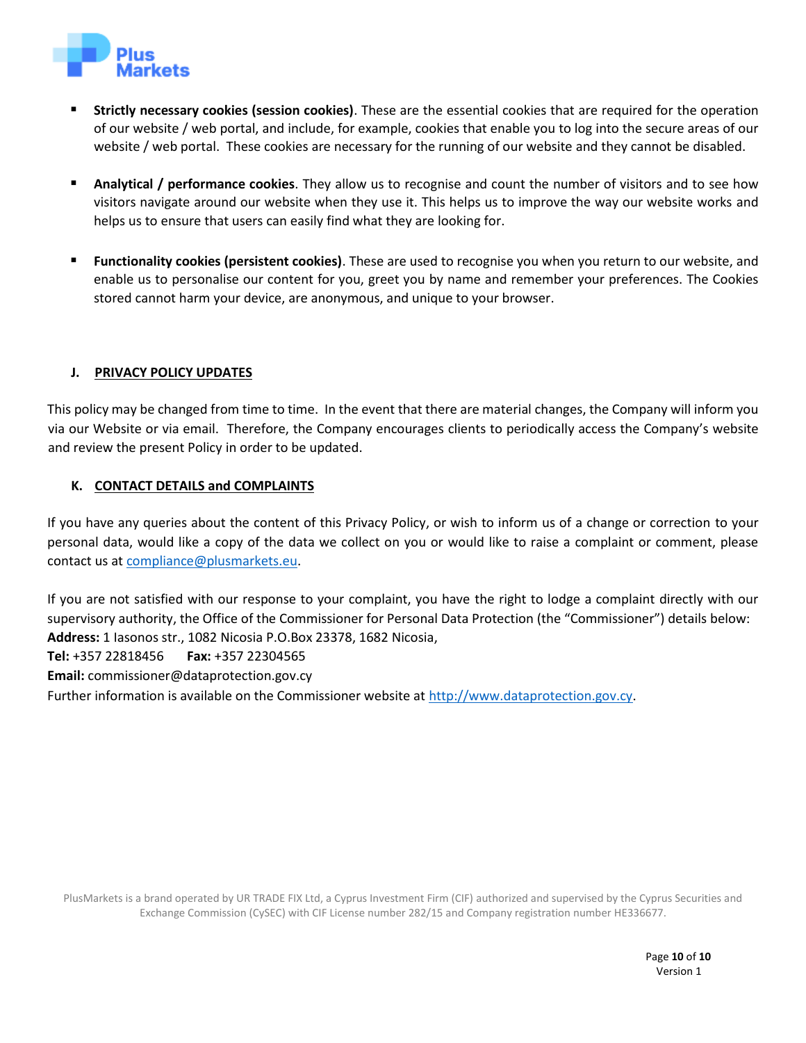- **Strictly necessary cookies (session cookies)**. These are the essential cookies that are required for the operation of our website / web portal, and include, for example, cookies that enable you to log into the secure areas of our website / web portal. These cookies are necessary for the running of our website and they cannot be disabled.

- **Analytical / performance cookies**. They allow us to recognise and count the number of visitors and to see how visitors navigate around our website when they use it. This helps us to improve the way our website works and helps us to ensure that users can easily find what they are looking for.

- **Functionality cookies (persistent cookies)**. These are used to recognise you when you return to our website, and enable us to personalise our content for you, greet you by name and remember your preferences. The Cookies stored cannot harm your device, are anonymous, and unique to your browser.

## J. PRIVACY POLICY UPDATES

This policy may be changed from time to time. In the event that there are material changes, the Company will inform you via our Website or via email. Therefore, the Company encourages clients to periodically access the Company's website and review the present Policy in order to be updated.

## K. CONTACT DETAILS and COMPLAINTS

If you have any queries about the content of this Privacy Policy, or wish to inform us of a change or correction to your personal data, would like a copy of the data we collect on you or would like to raise a complaint or comment, please contact us at compliance@plusmarkets.eu.

If you are not satisfied with our response to your complaint, you have the right to lodge a complaint directly with our supervisory authority, the Office of the Commissioner for Personal Data Protection (the "Commissioner") details below:
**Address:** 1 Iasonos str., 1082 Nicosia P.O.Box 23378, 1682 Nicosia,
**Tel:** +357 22818456 **Fax:** +357 22304565
**Email:** commissioner@dataprotection.gov.cy
Further information is available on the Commissioner website at http://www.dataprotection.gov.cy.

PlusMarkets is a brand operated by UR TRADE FIX Ltd, a Cyprus Investment Firm (CIF) authorized and supervised by the Cyprus Securities and Exchange Commission (CySEC) with CIF License number 282/15 and Company registration number HE336677.